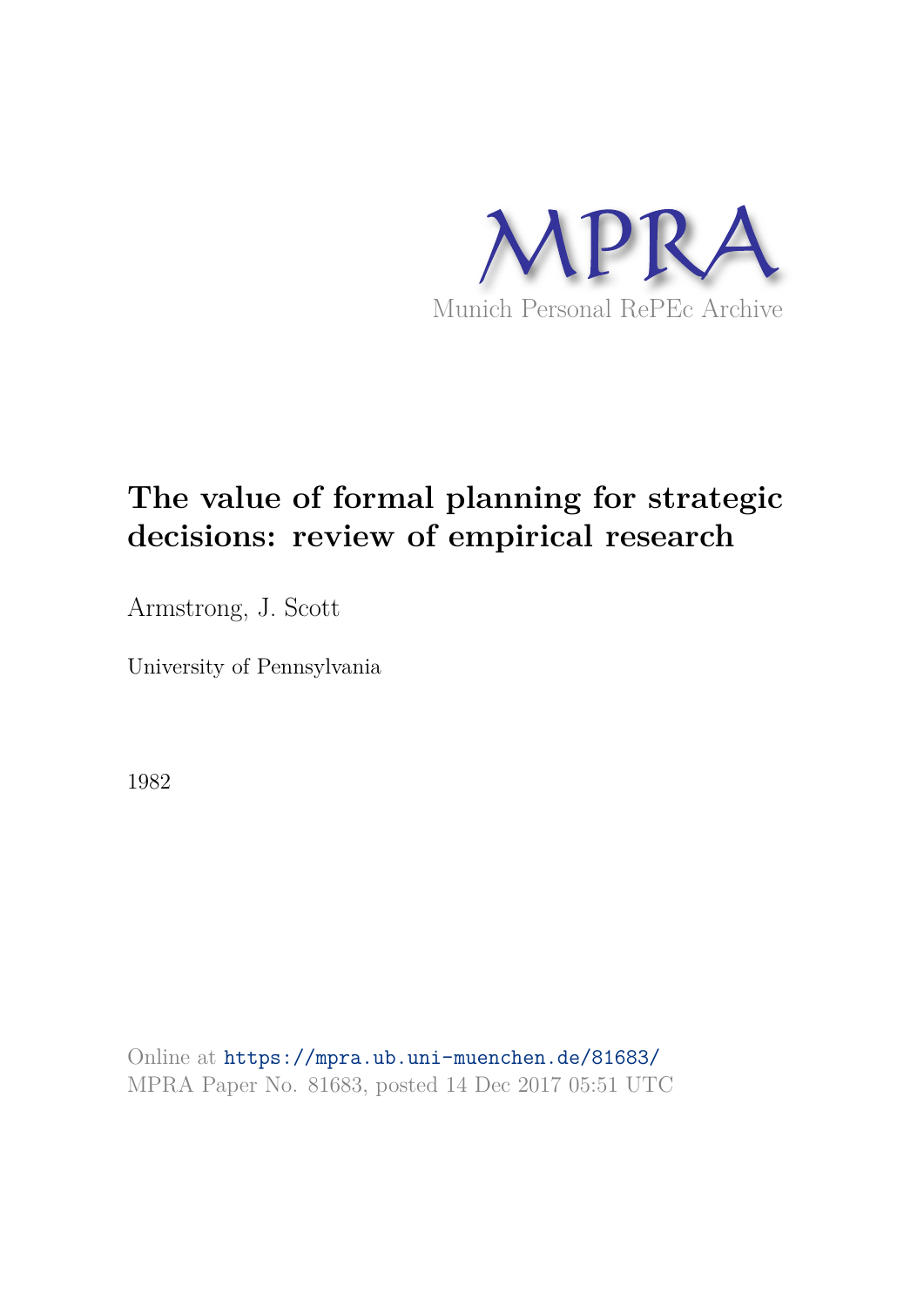MPRA

Munich Personal RePEc Archive

# The value of formal planning for strategic decisions: review of empirical research

Armstrong, J. Scott

University of Pennsylvania

1982

Online at https://mpra.ub.uni-muenchen.de/81683/
MPRA Paper No. 81683, posted 14 Dec 2017 05:51 UTC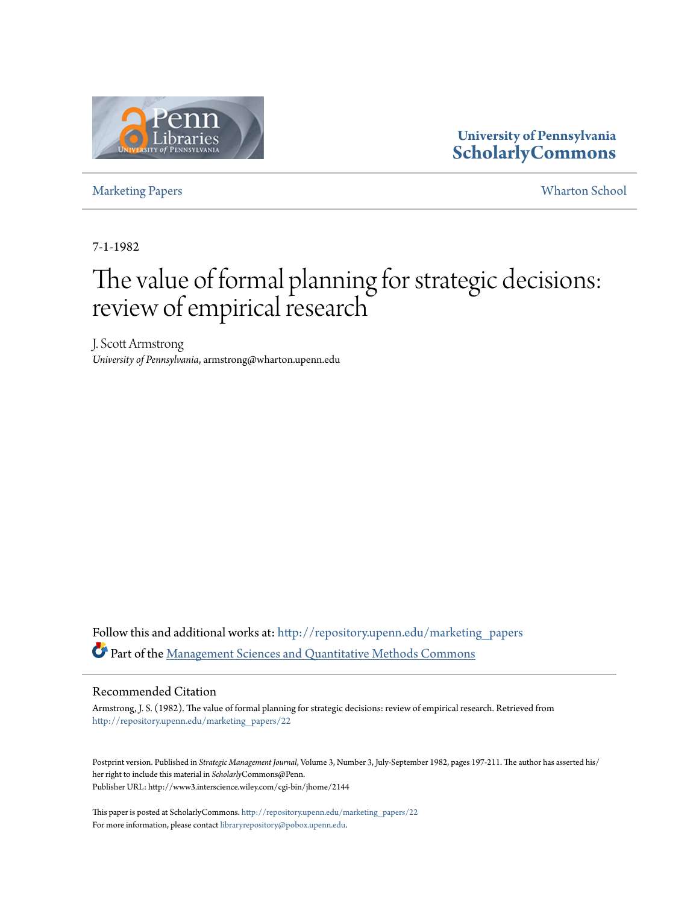Marketing Papers

Wharton School

7-1-1982

# The value of formal planning for strategic decisions: review of empirical research

J. Scott Armstrong
*University of Pennsylvania*, armstrong@wharton.upenn.edu

Follow this and additional works at: http://repository.upenn.edu/marketing_papers
Part of the Management Sciences and Quantitative Methods Commons

## Recommended Citation

Armstrong, J. S. (1982). The value of formal planning for strategic decisions: review of empirical research. Retrieved from http://repository.upenn.edu/marketing_papers/22

Postprint version. Published in *Strategic Management Journal*, Volume 3, Number 3, July-September 1982, pages 197-211. The author has asserted his/her right to include this material in *Scholarly*Commons@Penn.
Publisher URL: http://www3.interscience.wiley.com/cgi-bin/jhome/2144

This paper is posted at ScholarlyCommons. http://repository.upenn.edu/marketing_papers/22
For more information, please contact libraryrepository@pobox.upenn.edu.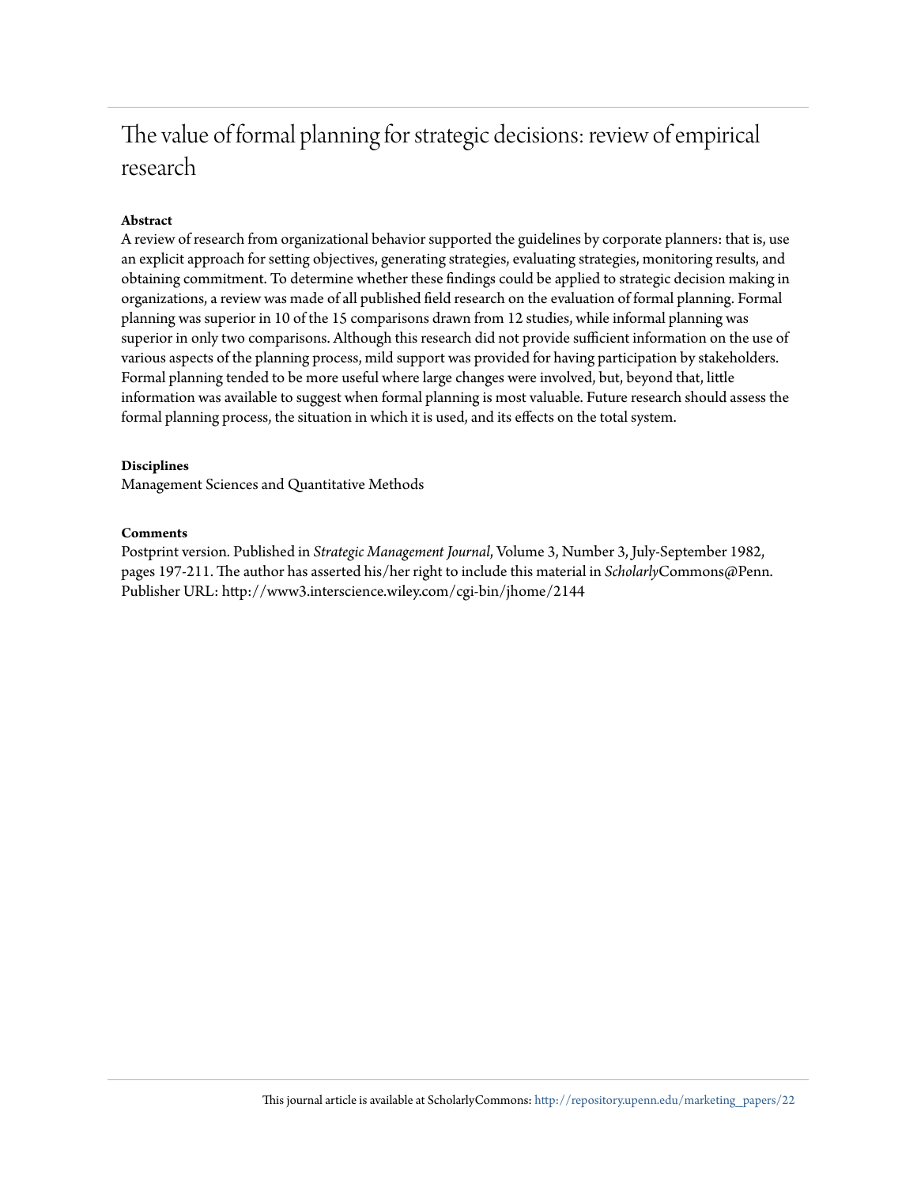# The value of formal planning for strategic decisions: review of empirical research

**Abstract**

A review of research from organizational behavior supported the guidelines by corporate planners: that is, use an explicit approach for setting objectives, generating strategies, evaluating strategies, monitoring results, and obtaining commitment. To determine whether these findings could be applied to strategic decision making in organizations, a review was made of all published field research on the evaluation of formal planning. Formal planning was superior in 10 of the 15 comparisons drawn from 12 studies, while informal planning was superior in only two comparisons. Although this research did not provide sufficient information on the use of various aspects of the planning process, mild support was provided for having participation by stakeholders. Formal planning tended to be more useful where large changes were involved, but, beyond that, little information was available to suggest when formal planning is most valuable. Future research should assess the formal planning process, the situation in which it is used, and its effects on the total system.

**Disciplines**

Management Sciences and Quantitative Methods

**Comments**

Postprint version. Published in *Strategic Management Journal*, Volume 3, Number 3, July-September 1982, pages 197-211. The author has asserted his/her right to include this material in *Scholarly*Commons@Penn. Publisher URL: http://www3.interscience.wiley.com/cgi-bin/jhome/2144

This journal article is available at ScholarlyCommons: http://repository.upenn.edu/marketing_papers/22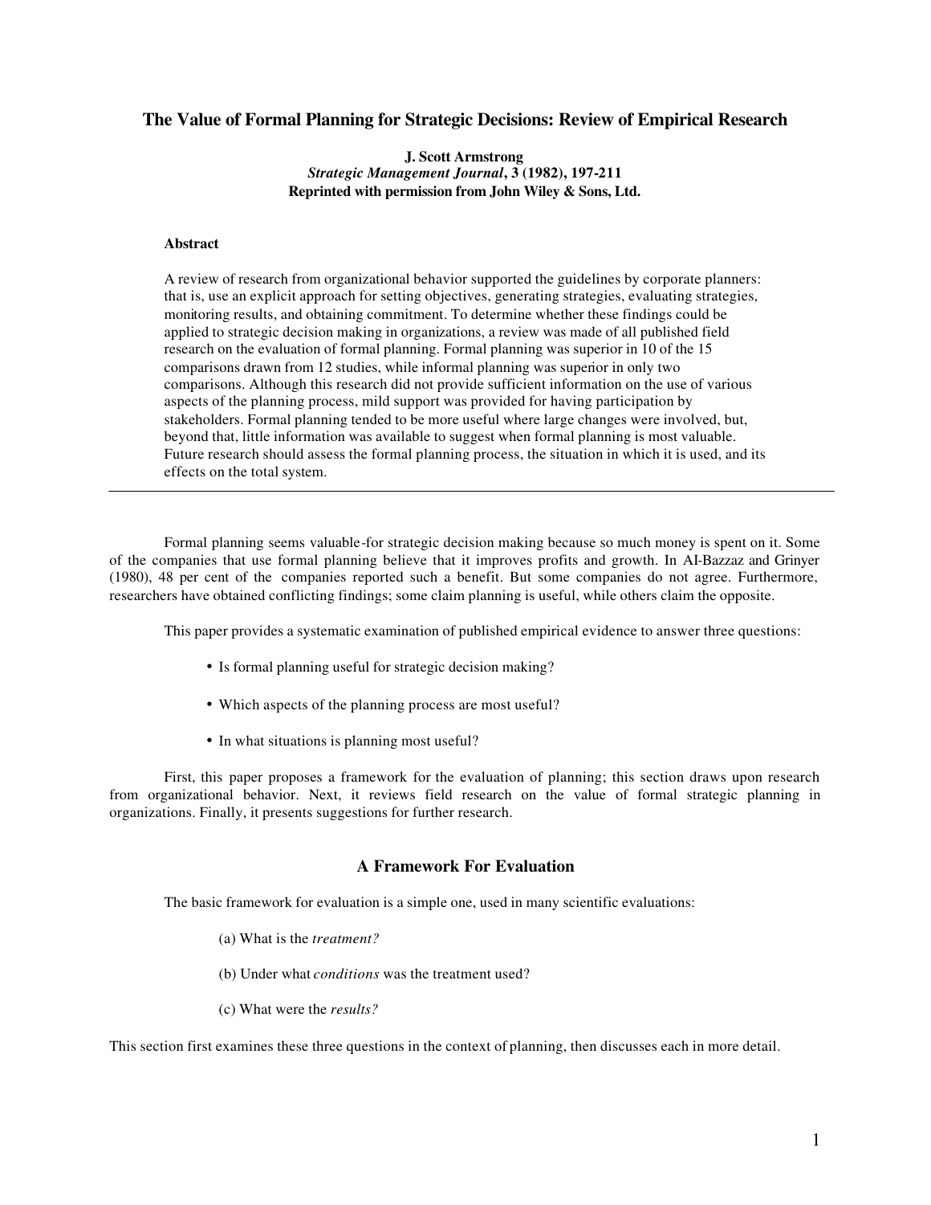# The Value of Formal Planning for Strategic Decisions: Review of Empirical Research

**J. Scott Armstrong**
*Strategic Management Journal*, **3 (1982), 197-211**
**Reprinted with permission from John Wiley & Sons, Ltd.**

**Abstract**

A review of research from organizational behavior supported the guidelines by corporate planners: that is, use an explicit approach for setting objectives, generating strategies, evaluating strategies, monitoring results, and obtaining commitment. To determine whether these findings could be applied to strategic decision making in organizations, a review was made of all published field research on the evaluation of formal planning. Formal planning was superior in 10 of the 15 comparisons drawn from 12 studies, while informal planning was superior in only two comparisons. Although this research did not provide sufficient information on the use of various aspects of the planning process, mild support was provided for having participation by stakeholders. Formal planning tended to be more useful where large changes were involved, but, beyond that, little information was available to suggest when formal planning is most valuable. Future research should assess the formal planning process, the situation in which it is used, and its effects on the total system.

---

Formal planning seems valuable-for strategic decision making because so much money is spent on it. Some of the companies that use formal planning believe that it improves profits and growth. In AI-Bazzaz and Grinyer (1980), 48 per cent of the companies reported such a benefit. But some companies do not agree. Furthermore, researchers have obtained conflicting findings; some claim planning is useful, while others claim the opposite.

This paper provides a systematic examination of published empirical evidence to answer three questions:

- Is formal planning useful for strategic decision making?
- Which aspects of the planning process are most useful?
- In what situations is planning most useful?

First, this paper proposes a framework for the evaluation of planning; this section draws upon research from organizational behavior. Next, it reviews field research on the value of formal strategic planning in organizations. Finally, it presents suggestions for further research.

## A Framework For Evaluation

The basic framework for evaluation is a simple one, used in many scientific evaluations:

(a) What is the *treatment?*

(b) Under what *conditions* was the treatment used?

(c) What were the *results?*

This section first examines these three questions in the context of planning, then discusses each in more detail.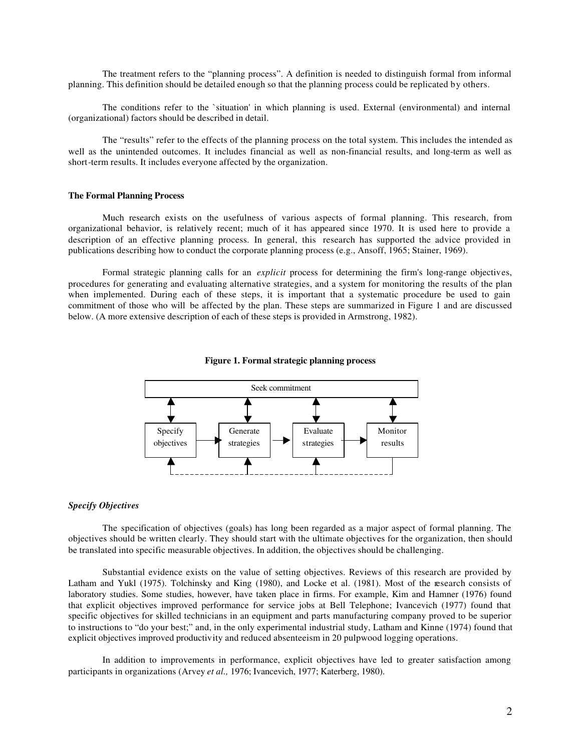The treatment refers to the "planning process". A definition is needed to distinguish formal from informal planning. This definition should be detailed enough so that the planning process could be replicated by others.

The conditions refer to the `situation' in which planning is used. External (environmental) and internal (organizational) factors should be described in detail.

The "results" refer to the effects of the planning process on the total system. This includes the intended as well as the unintended outcomes. It includes financial as well as non-financial results, and long-term as well as short-term results. It includes everyone affected by the organization.

### The Formal Planning Process

Much research exists on the usefulness of various aspects of formal planning. This research, from organizational behavior, is relatively recent; much of it has appeared since 1970. It is used here to provide a description of an effective planning process. In general, this research has supported the advice provided in publications describing how to conduct the corporate planning process (e.g., Ansoff, 1965; Stainer, 1969).

Formal strategic planning calls for an *explicit* process for determining the firm's long-range objectives, procedures for generating and evaluating alternative strategies, and a system for monitoring the results of the plan when implemented. During each of these steps, it is important that a systematic procedure be used to gain commitment of those who will be affected by the plan. These steps are summarized in Figure 1 and are discussed below. (A more extensive description of each of these steps is provided in Armstrong, 1982).

**Figure 1. Formal strategic planning process**

Seek commitment

Specify objectives → Generate strategies → Evaluate strategies → Monitor results

#### *Specify Objectives*

The specification of objectives (goals) has long been regarded as a major aspect of formal planning. The objectives should be written clearly. They should start with the ultimate objectives for the organization, then should be translated into specific measurable objectives. In addition, the objectives should be challenging.

Substantial evidence exists on the value of setting objectives. Reviews of this research are provided by Latham and Yukl (1975). Tolchinsky and King (1980), and Locke et al. (1981). Most of the research consists of laboratory studies. Some studies, however, have taken place in firms. For example, Kim and Hamner (1976) found that explicit objectives improved performance for service jobs at Bell Telephone; Ivancevich (1977) found that specific objectives for skilled technicians in an equipment and parts manufacturing company proved to be superior to instructions to "do your best;" and, in the only experimental industrial study, Latham and Kinne (1974) found that explicit objectives improved productivity and reduced absenteeism in 20 pulpwood logging operations.

In addition to improvements in performance, explicit objectives have led to greater satisfaction among participants in organizations (Arvey *et al.,* 1976; Ivancevich, 1977; Katerberg, 1980).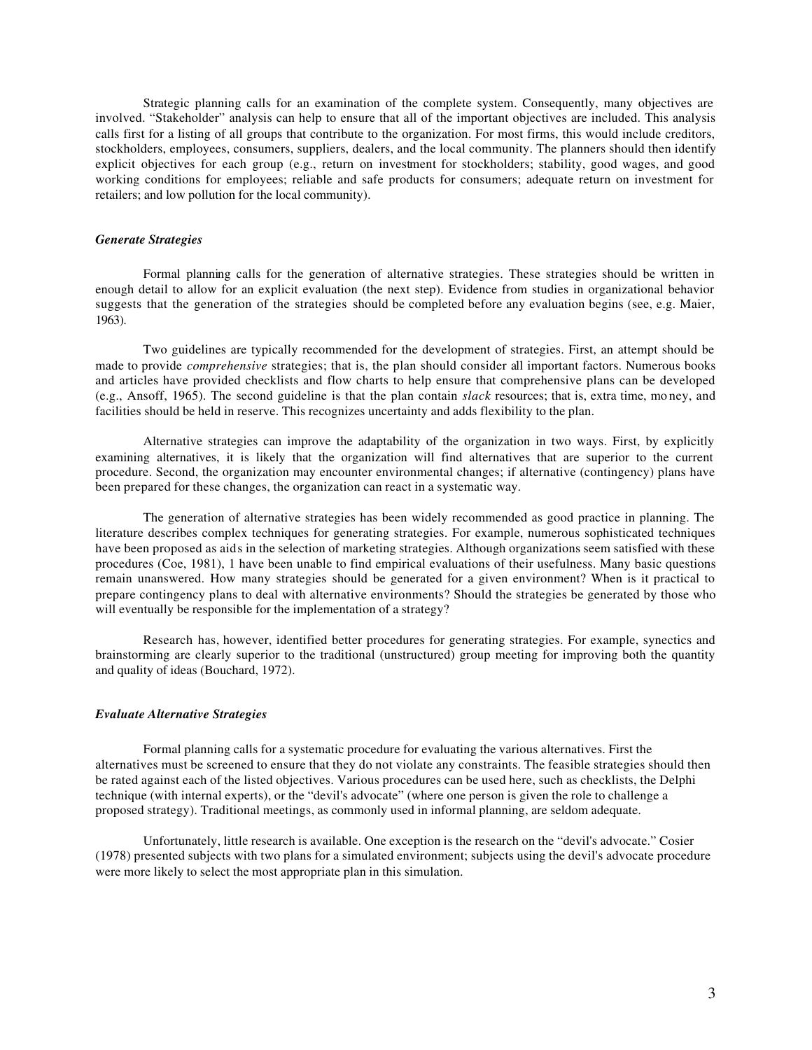Strategic planning calls for an examination of the complete system. Consequently, many objectives are involved. "Stakeholder" analysis can help to ensure that all of the important objectives are included. This analysis calls first for a listing of all groups that contribute to the organization. For most firms, this would include creditors, stockholders, employees, consumers, suppliers, dealers, and the local community. The planners should then identify explicit objectives for each group (e.g., return on investment for stockholders; stability, good wages, and good working conditions for employees; reliable and safe products for consumers; adequate return on investment for retailers; and low pollution for the local community).

### ***Generate Strategies***

Formal planning calls for the generation of alternative strategies. These strategies should be written in enough detail to allow for an explicit evaluation (the next step). Evidence from studies in organizational behavior suggests that the generation of the strategies should be completed before any evaluation begins (see, e.g. Maier, 1963).

Two guidelines are typically recommended for the development of strategies. First, an attempt should be made to provide *comprehensive* strategies; that is, the plan should consider all important factors. Numerous books and articles have provided checklists and flow charts to help ensure that comprehensive plans can be developed (e.g., Ansoff, 1965). The second guideline is that the plan contain *slack* resources; that is, extra time, money, and facilities should be held in reserve. This recognizes uncertainty and adds flexibility to the plan.

Alternative strategies can improve the adaptability of the organization in two ways. First, by explicitly examining alternatives, it is likely that the organization will find alternatives that are superior to the current procedure. Second, the organization may encounter environmental changes; if alternative (contingency) plans have been prepared for these changes, the organization can react in a systematic way.

The generation of alternative strategies has been widely recommended as good practice in planning. The literature describes complex techniques for generating strategies. For example, numerous sophisticated techniques have been proposed as aids in the selection of marketing strategies. Although organizations seem satisfied with these procedures (Coe, 1981), 1 have been unable to find empirical evaluations of their usefulness. Many basic questions remain unanswered. How many strategies should be generated for a given environment? When is it practical to prepare contingency plans to deal with alternative environments? Should the strategies be generated by those who will eventually be responsible for the implementation of a strategy?

Research has, however, identified better procedures for generating strategies. For example, synectics and brainstorming are clearly superior to the traditional (unstructured) group meeting for improving both the quantity and quality of ideas (Bouchard, 1972).

### ***Evaluate Alternative Strategies***

Formal planning calls for a systematic procedure for evaluating the various alternatives. First the alternatives must be screened to ensure that they do not violate any constraints. The feasible strategies should then be rated against each of the listed objectives. Various procedures can be used here, such as checklists, the Delphi technique (with internal experts), or the "devil's advocate" (where one person is given the role to challenge a proposed strategy). Traditional meetings, as commonly used in informal planning, are seldom adequate.

Unfortunately, little research is available. One exception is the research on the "devil's advocate." Cosier (1978) presented subjects with two plans for a simulated environment; subjects using the devil's advocate procedure were more likely to select the most appropriate plan in this simulation.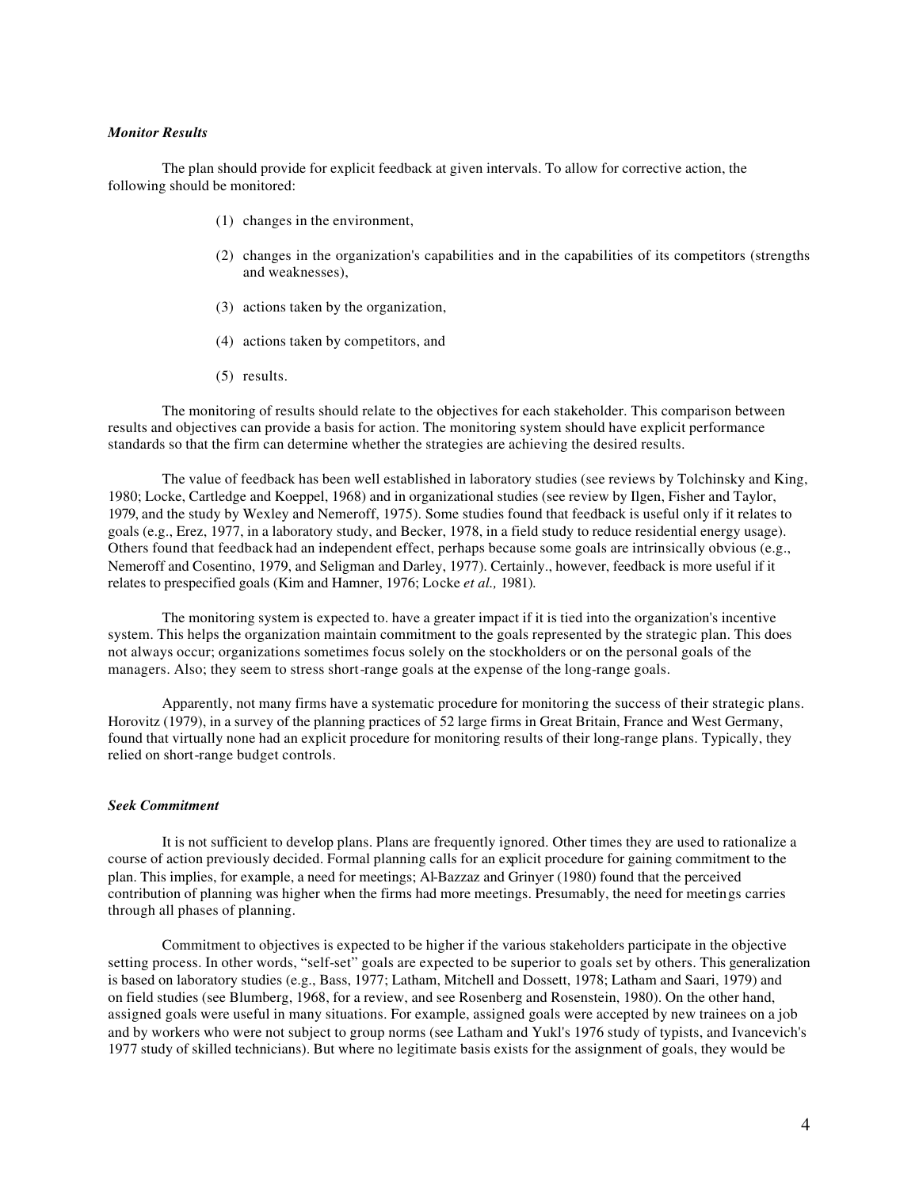### *Monitor Results*

The plan should provide for explicit feedback at given intervals. To allow for corrective action, the following should be monitored:

(1) changes in the environment,

(2) changes in the organization's capabilities and in the capabilities of its competitors (strengths and weaknesses),

(3) actions taken by the organization,

(4) actions taken by competitors, and

(5) results.

The monitoring of results should relate to the objectives for each stakeholder. This comparison between results and objectives can provide a basis for action. The monitoring system should have explicit performance standards so that the firm can determine whether the strategies are achieving the desired results.

The value of feedback has been well established in laboratory studies (see reviews by Tolchinsky and King, 1980; Locke, Cartledge and Koeppel, 1968) and in organizational studies (see review by Ilgen, Fisher and Taylor, 1979, and the study by Wexley and Nemeroff, 1975). Some studies found that feedback is useful only if it relates to goals (e.g., Erez, 1977, in a laboratory study, and Becker, 1978, in a field study to reduce residential energy usage). Others found that feedback had an independent effect, perhaps because some goals are intrinsically obvious (e.g., Nemeroff and Cosentino, 1979, and Seligman and Darley, 1977). Certainly., however, feedback is more useful if it relates to prespecified goals (Kim and Hamner, 1976; Locke *et al.,* 1981).

The monitoring system is expected to. have a greater impact if it is tied into the organization's incentive system. This helps the organization maintain commitment to the goals represented by the strategic plan. This does not always occur; organizations sometimes focus solely on the stockholders or on the personal goals of the managers. Also; they seem to stress short-range goals at the expense of the long-range goals.

Apparently, not many firms have a systematic procedure for monitoring the success of their strategic plans. Horovitz (1979), in a survey of the planning practices of 52 large firms in Great Britain, France and West Germany, found that virtually none had an explicit procedure for monitoring results of their long-range plans. Typically, they relied on short-range budget controls.

### *Seek Commitment*

It is not sufficient to develop plans. Plans are frequently ignored. Other times they are used to rationalize a course of action previously decided. Formal planning calls for an explicit procedure for gaining commitment to the plan. This implies, for example, a need for meetings; Al-Bazzaz and Grinyer (1980) found that the perceived contribution of planning was higher when the firms had more meetings. Presumably, the need for meetings carries through all phases of planning.

Commitment to objectives is expected to be higher if the various stakeholders participate in the objective setting process. In other words, "self-set" goals are expected to be superior to goals set by others. This generalization is based on laboratory studies (e.g., Bass, 1977; Latham, Mitchell and Dossett, 1978; Latham and Saari, 1979) and on field studies (see Blumberg, 1968, for a review, and see Rosenberg and Rosenstein, 1980). On the other hand, assigned goals were useful in many situations. For example, assigned goals were accepted by new trainees on a job and by workers who were not subject to group norms (see Latham and Yukl's 1976 study of typists, and Ivancevich's 1977 study of skilled technicians). But where no legitimate basis exists for the assignment of goals, they would be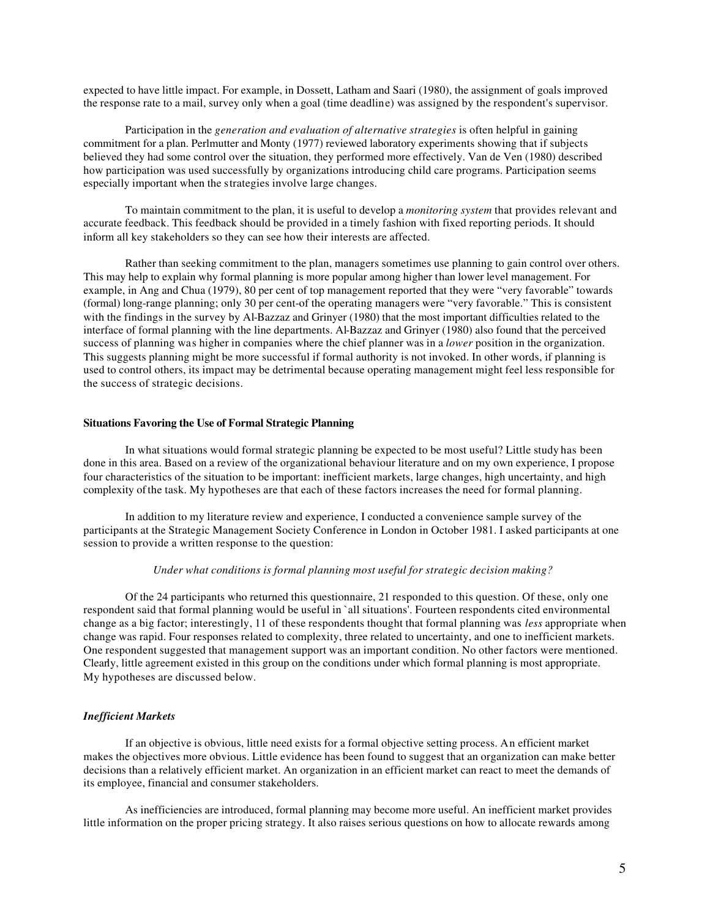expected to have little impact. For example, in Dossett, Latham and Saari (1980), the assignment of goals improved the response rate to a mail, survey only when a goal (time deadline) was assigned by the respondent's supervisor.

Participation in the *generation and evaluation of alternative strategies* is often helpful in gaining commitment for a plan. Perlmutter and Monty (1977) reviewed laboratory experiments showing that if subjects believed they had some control over the situation, they performed more effectively. Van de Ven (1980) described how participation was used successfully by organizations introducing child care programs. Participation seems especially important when the strategies involve large changes.

To maintain commitment to the plan, it is useful to develop a *monitoring system* that provides relevant and accurate feedback. This feedback should be provided in a timely fashion with fixed reporting periods. It should inform all key stakeholders so they can see how their interests are affected.

Rather than seeking commitment to the plan, managers sometimes use planning to gain control over others. This may help to explain why formal planning is more popular among higher than lower level management. For example, in Ang and Chua (1979), 80 per cent of top management reported that they were "very favorable" towards (formal) long-range planning; only 30 per cent-of the operating managers were "very favorable." This is consistent with the findings in the survey by Al-Bazzaz and Grinyer (1980) that the most important difficulties related to the interface of formal planning with the line departments. Al-Bazzaz and Grinyer (1980) also found that the perceived success of planning was higher in companies where the chief planner was in a *lower* position in the organization. This suggests planning might be more successful if formal authority is not invoked. In other words, if planning is used to control others, its impact may be detrimental because operating management might feel less responsible for the success of strategic decisions.

**Situations Favoring the Use of Formal Strategic Planning**

In what situations would formal strategic planning be expected to be most useful? Little study has been done in this area. Based on a review of the organizational behaviour literature and on my own experience, I propose four characteristics of the situation to be important: inefficient markets, large changes, high uncertainty, and high complexity of the task. My hypotheses are that each of these factors increases the need for formal planning.

In addition to my literature review and experience, I conducted a convenience sample survey of the participants at the Strategic Management Society Conference in London in October 1981. I asked participants at one session to provide a written response to the question:

*Under what conditions is formal planning most useful for strategic decision making?*

Of the 24 participants who returned this questionnaire, 21 responded to this question. Of these, only one respondent said that formal planning would be useful in `all situations'. Fourteen respondents cited environmental change as a big factor; interestingly, 11 of these respondents thought that formal planning was *less* appropriate when change was rapid. Four responses related to complexity, three related to uncertainty, and one to inefficient markets. One respondent suggested that management support was an important condition. No other factors were mentioned. Clearly, little agreement existed in this group on the conditions under which formal planning is most appropriate. My hypotheses are discussed below.

***Inefficient Markets***

If an objective is obvious, little need exists for a formal objective setting process. An efficient market makes the objectives more obvious. Little evidence has been found to suggest that an organization can make better decisions than a relatively efficient market. An organization in an efficient market can react to meet the demands of its employee, financial and consumer stakeholders.

As inefficiencies are introduced, formal planning may become more useful. An inefficient market provides little information on the proper pricing strategy. It also raises serious questions on how to allocate rewards among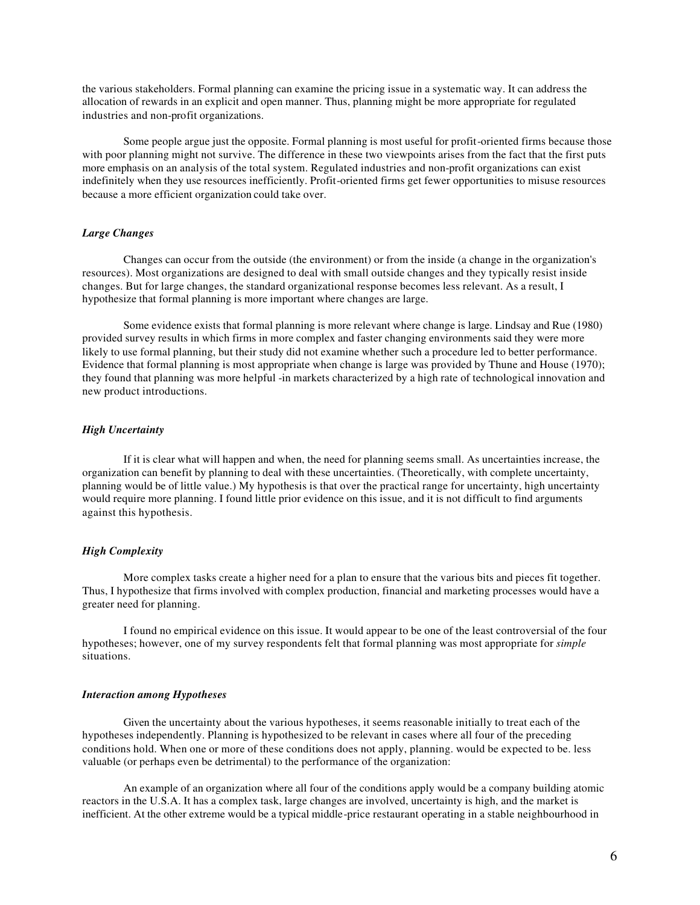the various stakeholders. Formal planning can examine the pricing issue in a systematic way. It can address the allocation of rewards in an explicit and open manner. Thus, planning might be more appropriate for regulated industries and non-profit organizations.

Some people argue just the opposite. Formal planning is most useful for profit-oriented firms because those with poor planning might not survive. The difference in these two viewpoints arises from the fact that the first puts more emphasis on an analysis of the total system. Regulated industries and non-profit organizations can exist indefinitely when they use resources inefficiently. Profit-oriented firms get fewer opportunities to misuse resources because a more efficient organization could take over.

### *Large Changes*

Changes can occur from the outside (the environment) or from the inside (a change in the organization's resources). Most organizations are designed to deal with small outside changes and they typically resist inside changes. But for large changes, the standard organizational response becomes less relevant. As a result, I hypothesize that formal planning is more important where changes are large.

Some evidence exists that formal planning is more relevant where change is large. Lindsay and Rue (1980) provided survey results in which firms in more complex and faster changing environments said they were more likely to use formal planning, but their study did not examine whether such a procedure led to better performance. Evidence that formal planning is most appropriate when change is large was provided by Thune and House (1970); they found that planning was more helpful -in markets characterized by a high rate of technological innovation and new product introductions.

### *High Uncertainty*

If it is clear what will happen and when, the need for planning seems small. As uncertainties increase, the organization can benefit by planning to deal with these uncertainties. (Theoretically, with complete uncertainty, planning would be of little value.) My hypothesis is that over the practical range for uncertainty, high uncertainty would require more planning. I found little prior evidence on this issue, and it is not difficult to find arguments against this hypothesis.

### *High Complexity*

More complex tasks create a higher need for a plan to ensure that the various bits and pieces fit together. Thus, I hypothesize that firms involved with complex production, financial and marketing processes would have a greater need for planning.

I found no empirical evidence on this issue. It would appear to be one of the least controversial of the four hypotheses; however, one of my survey respondents felt that formal planning was most appropriate for *simple* situations.

### *Interaction among Hypotheses*

Given the uncertainty about the various hypotheses, it seems reasonable initially to treat each of the hypotheses independently. Planning is hypothesized to be relevant in cases where all four of the preceding conditions hold. When one or more of these conditions does not apply, planning. would be expected to be. less valuable (or perhaps even be detrimental) to the performance of the organization:

An example of an organization where all four of the conditions apply would be a company building atomic reactors in the U.S.A. It has a complex task, large changes are involved, uncertainty is high, and the market is inefficient. At the other extreme would be a typical middle-price restaurant operating in a stable neighbourhood in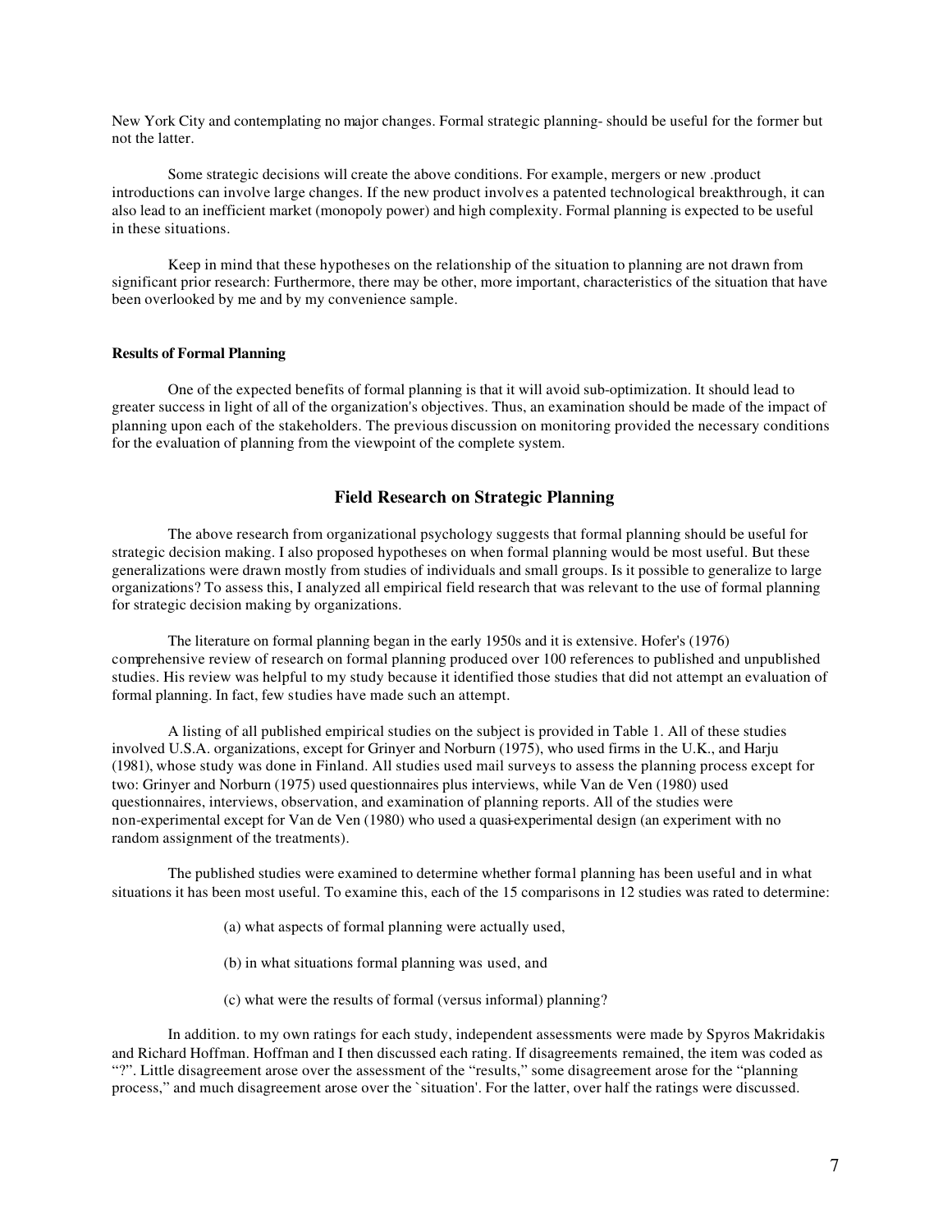New York City and contemplating no major changes. Formal strategic planning- should be useful for the former but not the latter.

Some strategic decisions will create the above conditions. For example, mergers or new .product introductions can involve large changes. If the new product involves a patented technological breakthrough, it can also lead to an inefficient market (monopoly power) and high complexity. Formal planning is expected to be useful in these situations.

Keep in mind that these hypotheses on the relationship of the situation to planning are not drawn from significant prior research: Furthermore, there may be other, more important, characteristics of the situation that have been overlooked by me and by my convenience sample.

#### Results of Formal Planning

One of the expected benefits of formal planning is that it will avoid sub-optimization. It should lead to greater success in light of all of the organization's objectives. Thus, an examination should be made of the impact of planning upon each of the stakeholders. The previous discussion on monitoring provided the necessary conditions for the evaluation of planning from the viewpoint of the complete system.

## Field Research on Strategic Planning

The above research from organizational psychology suggests that formal planning should be useful for strategic decision making. I also proposed hypotheses on when formal planning would be most useful. But these generalizations were drawn mostly from studies of individuals and small groups. Is it possible to generalize to large organizations? To assess this, I analyzed all empirical field research that was relevant to the use of formal planning for strategic decision making by organizations.

The literature on formal planning began in the early 1950s and it is extensive. Hofer's (1976) comprehensive review of research on formal planning produced over 100 references to published and unpublished studies. His review was helpful to my study because it identified those studies that did not attempt an evaluation of formal planning. In fact, few studies have made such an attempt.

A listing of all published empirical studies on the subject is provided in Table 1. All of these studies involved U.S.A. organizations, except for Grinyer and Norburn (1975), who used firms in the U.K., and Harju (1981), whose study was done in Finland. All studies used mail surveys to assess the planning process except for two: Grinyer and Norburn (1975) used questionnaires plus interviews, while Van de Ven (1980) used questionnaires, interviews, observation, and examination of planning reports. All of the studies were non-experimental except for Van de Ven (1980) who used a quasi-experimental design (an experiment with no random assignment of the treatments).

The published studies were examined to determine whether formal planning has been useful and in what situations it has been most useful. To examine this, each of the 15 comparisons in 12 studies was rated to determine:

(a) what aspects of formal planning were actually used,

(b) in what situations formal planning was used, and

(c) what were the results of formal (versus informal) planning?

In addition. to my own ratings for each study, independent assessments were made by Spyros Makridakis and Richard Hoffman. Hoffman and I then discussed each rating. If disagreements remained, the item was coded as "?". Little disagreement arose over the assessment of the "results," some disagreement arose for the "planning process," and much disagreement arose over the `situation'. For the latter, over half the ratings were discussed.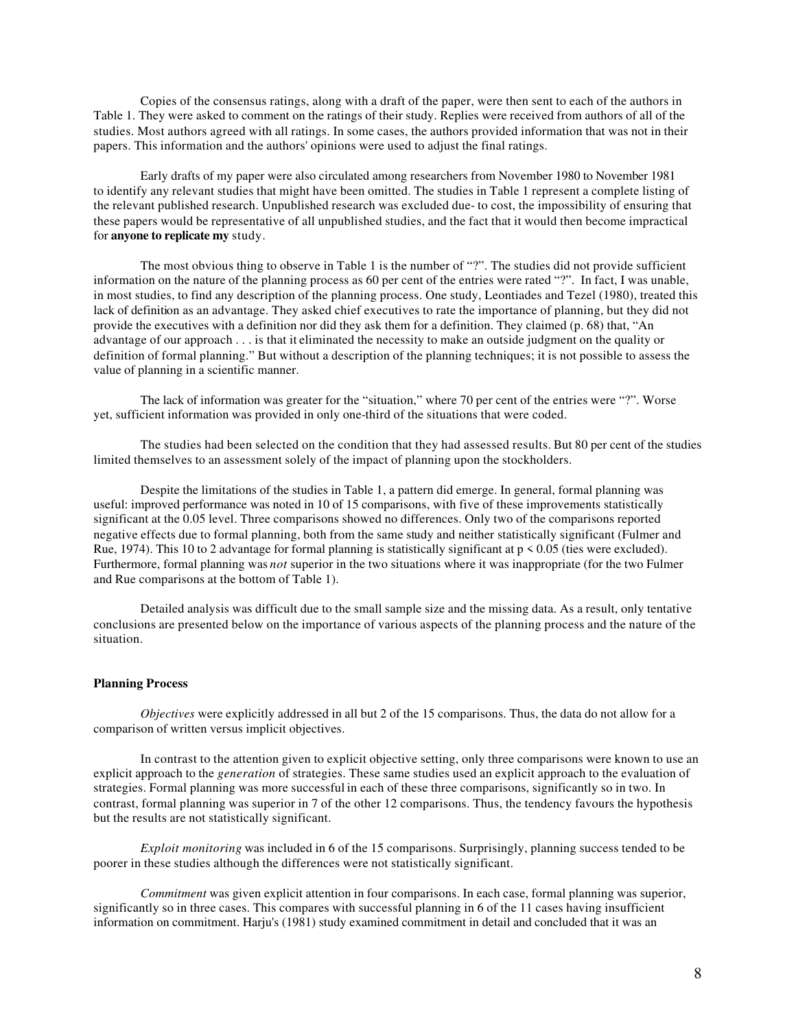Copies of the consensus ratings, along with a draft of the paper, were then sent to each of the authors in Table 1. They were asked to comment on the ratings of their study. Replies were received from authors of all of the studies. Most authors agreed with all ratings. In some cases, the authors provided information that was not in their papers. This information and the authors' opinions were used to adjust the final ratings.

Early drafts of my paper were also circulated among researchers from November 1980 to November 1981 to identify any relevant studies that might have been omitted. The studies in Table 1 represent a complete listing of the relevant published research. Unpublished research was excluded due- to cost, the impossibility of ensuring that these papers would be representative of all unpublished studies, and the fact that it would then become impractical for **anyone to replicate my** study.

The most obvious thing to observe in Table 1 is the number of "?". The studies did not provide sufficient information on the nature of the planning process as 60 per cent of the entries were rated "?". In fact, I was unable, in most studies, to find any description of the planning process. One study, Leontiades and Tezel (1980), treated this lack of definition as an advantage. They asked chief executives to rate the importance of planning, but they did not provide the executives with a definition nor did they ask them for a definition. They claimed (p. 68) that, "An advantage of our approach . . . is that it eliminated the necessity to make an outside judgment on the quality or definition of formal planning." But without a description of the planning techniques; it is not possible to assess the value of planning in a scientific manner.

The lack of information was greater for the "situation," where 70 per cent of the entries were "?". Worse yet, sufficient information was provided in only one-third of the situations that were coded.

The studies had been selected on the condition that they had assessed results. But 80 per cent of the studies limited themselves to an assessment solely of the impact of planning upon the stockholders.

Despite the limitations of the studies in Table 1, a pattern did emerge. In general, formal planning was useful: improved performance was noted in 10 of 15 comparisons, with five of these improvements statistically significant at the 0.05 level. Three comparisons showed no differences. Only two of the comparisons reported negative effects due to formal planning, both from the same study and neither statistically significant (Fulmer and Rue, 1974). This 10 to 2 advantage for formal planning is statistically significant at $p < 0.05$ (ties were excluded). Furthermore, formal planning was *not* superior in the two situations where it was inappropriate (for the two Fulmer and Rue comparisons at the bottom of Table 1).

Detailed analysis was difficult due to the small sample size and the missing data. As a result, only tentative conclusions are presented below on the importance of various aspects of the planning process and the nature of the situation.

### Planning Process

*Objectives* were explicitly addressed in all but 2 of the 15 comparisons. Thus, the data do not allow for a comparison of written versus implicit objectives.

In contrast to the attention given to explicit objective setting, only three comparisons were known to use an explicit approach to the *generation* of strategies. These same studies used an explicit approach to the evaluation of strategies. Formal planning was more successful in each of these three comparisons, significantly so in two. In contrast, formal planning was superior in 7 of the other 12 comparisons. Thus, the tendency favours the hypothesis but the results are not statistically significant.

*Exploit monitoring* was included in 6 of the 15 comparisons. Surprisingly, planning success tended to be poorer in these studies although the differences were not statistically significant.

*Commitment* was given explicit attention in four comparisons. In each case, formal planning was superior, significantly so in three cases. This compares with successful planning in 6 of the 11 cases having insufficient information on commitment. Harju's (1981) study examined commitment in detail and concluded that it was an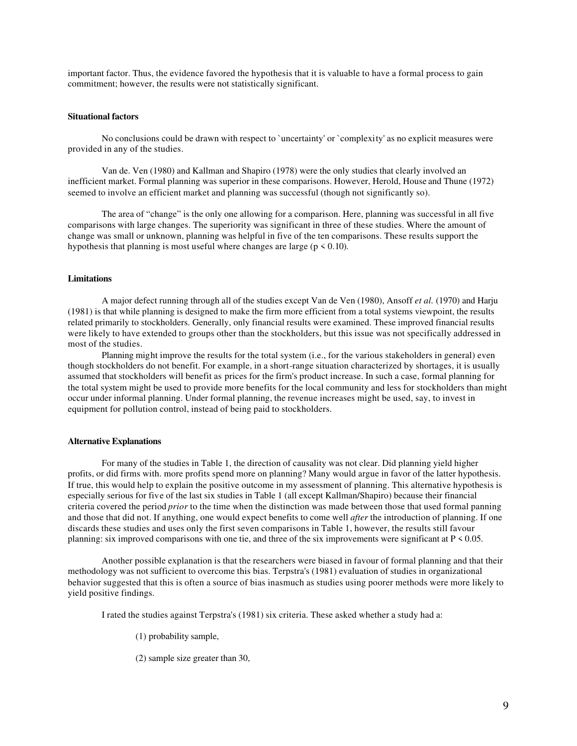important factor. Thus, the evidence favored the hypothesis that it is valuable to have a formal process to gain commitment; however, the results were not statistically significant.

### Situational factors

No conclusions could be drawn with respect to `uncertainty' or `complexity' as no explicit measures were provided in any of the studies.

Van de. Ven (1980) and Kallman and Shapiro (1978) were the only studies that clearly involved an inefficient market. Formal planning was superior in these comparisons. However, Herold, House and Thune (1972) seemed to involve an efficient market and planning was successful (though not significantly so).

The area of "change" is the only one allowing for a comparison. Here, planning was successful in all five comparisons with large changes. The superiority was significant in three of these studies. Where the amount of change was small or unknown, planning was helpful in five of the ten comparisons. These results support the hypothesis that planning is most useful where changes are large ($p < 0.10$).

### Limitations

A major defect running through all of the studies except Van de Ven (1980), Ansoff *et al.* (1970) and Harju (1981) is that while planning is designed to make the firm more efficient from a total systems viewpoint, the results related primarily to stockholders. Generally, only financial results were examined. These improved financial results were likely to have extended to groups other than the stockholders, but this issue was not specifically addressed in most of the studies.

Planning might improve the results for the total system (i.e., for the various stakeholders in general) even though stockholders do not benefit. For example, in a short-range situation characterized by shortages, it is usually assumed that stockholders will benefit as prices for the firm's product increase. In such a case, formal planning for the total system might be used to provide more benefits for the local community and less for stockholders than might occur under informal planning. Under formal planning, the revenue increases might be used, say, to invest in equipment for pollution control, instead of being paid to stockholders.

### Alternative Explanations

For many of the studies in Table 1, the direction of causality was not clear. Did planning yield higher profits, or did firms with. more profits spend more on planning? Many would argue in favor of the latter hypothesis. If true, this would help to explain the positive outcome in my assessment of planning. This alternative hypothesis is especially serious for five of the last six studies in Table 1 (all except Kallman/Shapiro) because their financial criteria covered the period *prior* to the time when the distinction was made between those that used formal panning and those that did not. If anything, one would expect benefits to come well *after* the introduction of planning. If one discards these studies and uses only the first seven comparisons in Table 1, however, the results still favour planning: six improved comparisons with one tie, and three of the six improvements were significant at $P < 0.05$.

Another possible explanation is that the researchers were biased in favour of formal planning and that their methodology was not sufficient to overcome this bias. Terpstra's (1981) evaluation of studies in organizational behavior suggested that this is often a source of bias inasmuch as studies using poorer methods were more likely to yield positive findings.

I rated the studies against Terpstra's (1981) six criteria. These asked whether a study had a:

(1) probability sample,

(2) sample size greater than 30,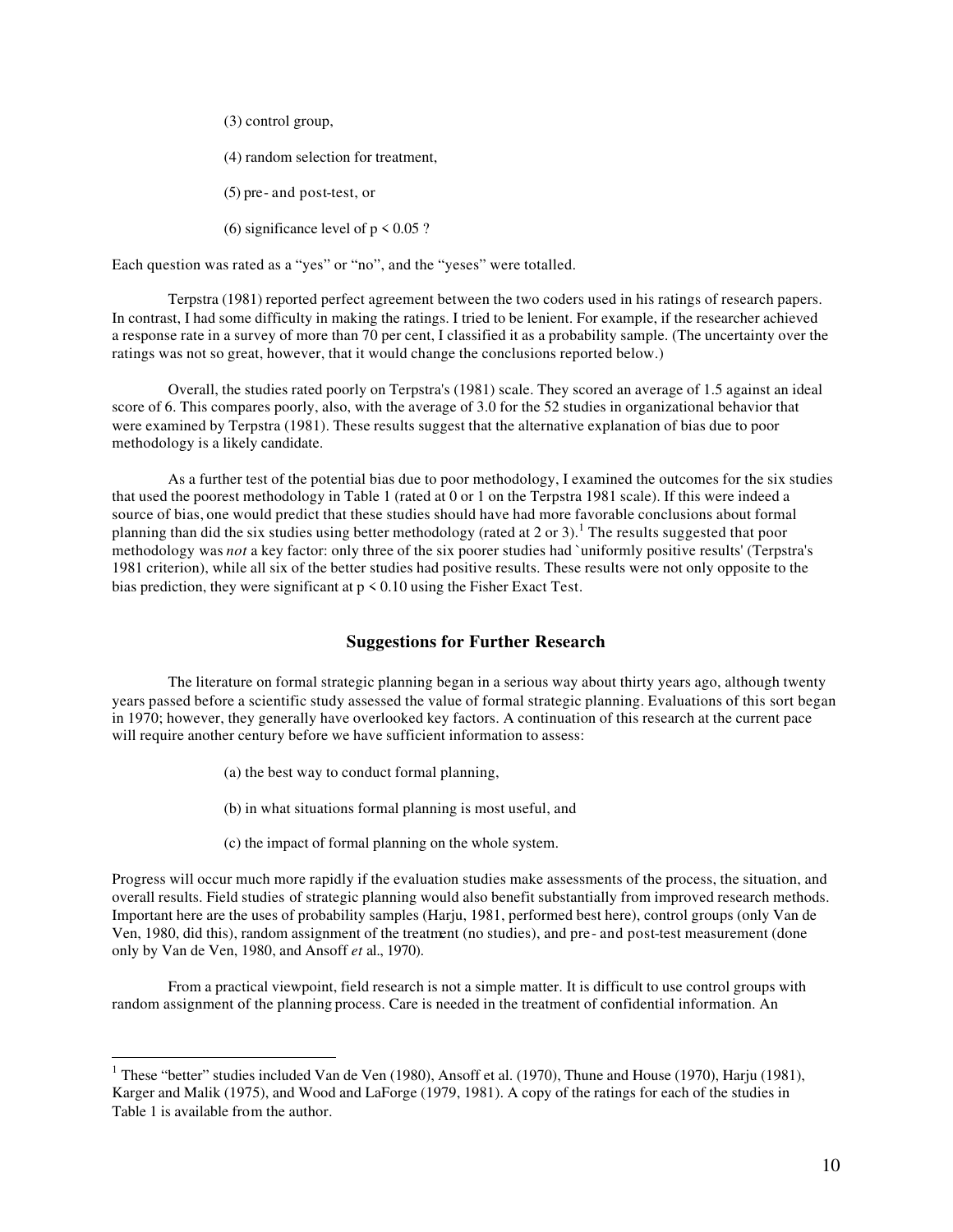(3) control group,

(4) random selection for treatment,

(5) pre- and post-test, or

(6) significance level of $p < 0.05$ ?

Each question was rated as a "yes" or "no", and the "yeses" were totalled.

Terpstra (1981) reported perfect agreement between the two coders used in his ratings of research papers. In contrast, I had some difficulty in making the ratings. I tried to be lenient. For example, if the researcher achieved a response rate in a survey of more than 70 per cent, I classified it as a probability sample. (The uncertainty over the ratings was not so great, however, that it would change the conclusions reported below.)

Overall, the studies rated poorly on Terpstra's (1981) scale. They scored an average of 1.5 against an ideal score of 6. This compares poorly, also, with the average of 3.0 for the 52 studies in organizational behavior that were examined by Terpstra (1981). These results suggest that the alternative explanation of bias due to poor methodology is a likely candidate.

As a further test of the potential bias due to poor methodology, I examined the outcomes for the six studies that used the poorest methodology in Table 1 (rated at 0 or 1 on the Terpstra 1981 scale). If this were indeed a source of bias, one would predict that these studies should have had more favorable conclusions about formal planning than did the six studies using better methodology (rated at 2 or 3).[1] The results suggested that poor methodology was *not* a key factor: only three of the six poorer studies had `uniformly positive results' (Terpstra's 1981 criterion), while all six of the better studies had positive results. These results were not only opposite to the bias prediction, they were significant at $p < 0.10$ using the Fisher Exact Test.

## Suggestions for Further Research

The literature on formal strategic planning began in a serious way about thirty years ago, although twenty years passed before a scientific study assessed the value of formal strategic planning. Evaluations of this sort began in 1970; however, they generally have overlooked key factors. A continuation of this research at the current pace will require another century before we have sufficient information to assess:

(a) the best way to conduct formal planning,

(b) in what situations formal planning is most useful, and

(c) the impact of formal planning on the whole system.

Progress will occur much more rapidly if the evaluation studies make assessments of the process, the situation, and overall results. Field studies of strategic planning would also benefit substantially from improved research methods. Important here are the uses of probability samples (Harju, 1981, performed best here), control groups (only Van de Ven, 1980, did this), random assignment of the treatment (no studies), and pre- and post-test measurement (done only by Van de Ven, 1980, and Ansoff *et* al., 1970).

From a practical viewpoint, field research is not a simple matter. It is difficult to use control groups with random assignment of the planning process. Care is needed in the treatment of confidential information. An

[1] These "better" studies included Van de Ven (1980), Ansoff et al. (1970), Thune and House (1970), Harju (1981), Karger and Malik (1975), and Wood and LaForge (1979, 1981). A copy of the ratings for each of the studies in Table 1 is available from the author.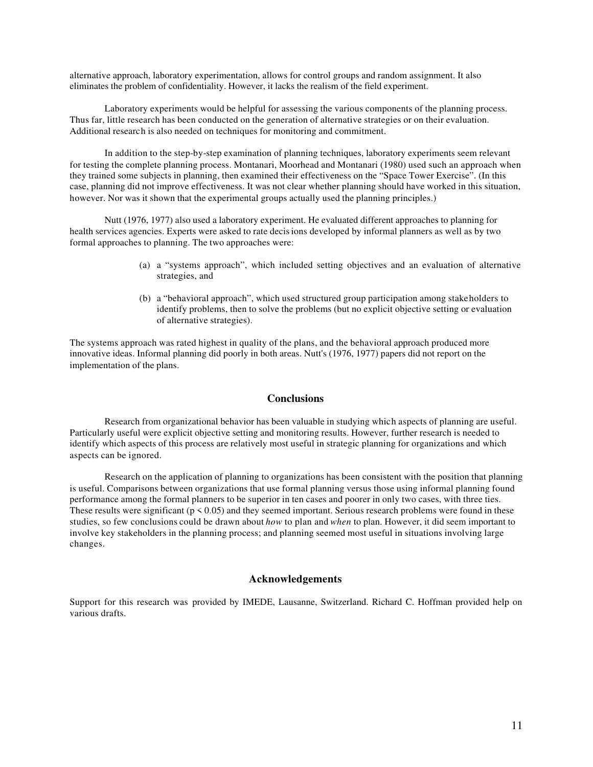alternative approach, laboratory experimentation, allows for control groups and random assignment. It also eliminates the problem of confidentiality. However, it lacks the realism of the field experiment.

Laboratory experiments would be helpful for assessing the various components of the planning process. Thus far, little research has been conducted on the generation of alternative strategies or on their evaluation. Additional research is also needed on techniques for monitoring and commitment.

In addition to the step-by-step examination of planning techniques, laboratory experiments seem relevant for testing the complete planning process. Montanari, Moorhead and Montanari (1980) used such an approach when they trained some subjects in planning, then examined their effectiveness on the "Space Tower Exercise". (In this case, planning did not improve effectiveness. It was not clear whether planning should have worked in this situation, however. Nor was it shown that the experimental groups actually used the planning principles.)

Nutt (1976, 1977) also used a laboratory experiment. He evaluated different approaches to planning for health services agencies. Experts were asked to rate decisions developed by informal planners as well as by two formal approaches to planning. The two approaches were:

(a) a "systems approach", which included setting objectives and an evaluation of alternative strategies, and

(b) a "behavioral approach", which used structured group participation among stakeholders to identify problems, then to solve the problems (but no explicit objective setting or evaluation of alternative strategies).

The systems approach was rated highest in quality of the plans, and the behavioral approach produced more innovative ideas. Informal planning did poorly in both areas. Nutt's (1976, 1977) papers did not report on the implementation of the plans.

## Conclusions

Research from organizational behavior has been valuable in studying which aspects of planning are useful. Particularly useful were explicit objective setting and monitoring results. However, further research is needed to identify which aspects of this process are relatively most useful in strategic planning for organizations and which aspects can be ignored.

Research on the application of planning to organizations has been consistent with the position that planning is useful. Comparisons between organizations that use formal planning versus those using informal planning found performance among the formal planners to be superior in ten cases and poorer in only two cases, with three ties. These results were significant ($p < 0.05$) and they seemed important. Serious research problems were found in these studies, so few conclusions could be drawn about *how* to plan and *when* to plan. However, it did seem important to involve key stakeholders in the planning process; and planning seemed most useful in situations involving large changes.

## Acknowledgements

Support for this research was provided by IMEDE, Lausanne, Switzerland. Richard C. Hoffman provided help on various drafts.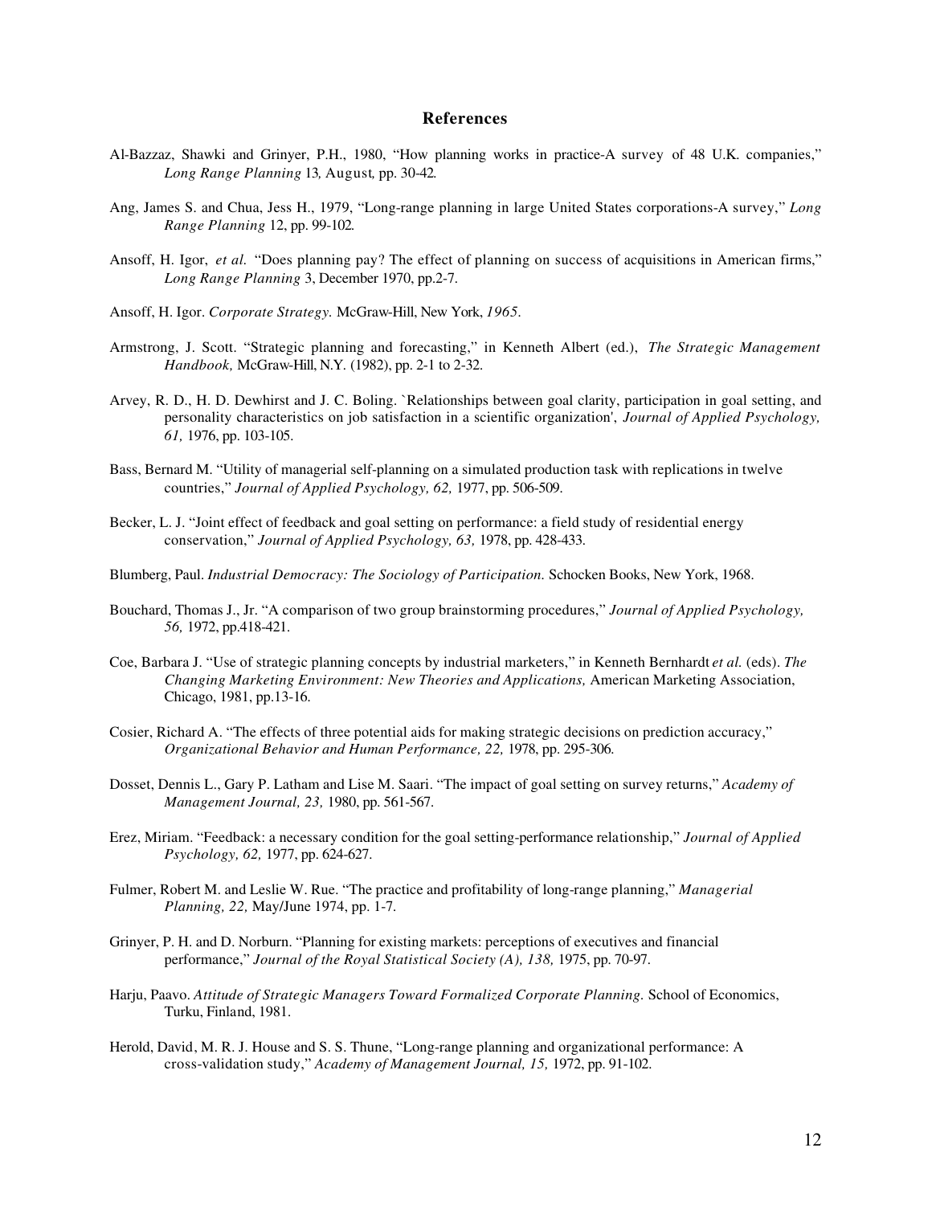## References

Al-Bazzaz, Shawki and Grinyer, P.H., 1980, "How planning works in practice-A survey of 48 U.K. companies," *Long Range Planning* 13*,* August*,* pp. 30-42.

Ang, James S. and Chua, Jess H., 1979, "Long-range planning in large United States corporations-A survey," *Long Range Planning* 12, pp. 99-102.

Ansoff, H. Igor, *et al.* "Does planning pay? The effect of planning on success of acquisitions in American firms," *Long Range Planning* 3, December 1970, pp.2-7.

Ansoff, H. Igor. *Corporate Strategy.* McGraw-Hill, New York, *1965*.

Armstrong, J. Scott. "Strategic planning and forecasting," in Kenneth Albert (ed.), *The Strategic Management Handbook,* McGraw-Hill, N.Y. (1982), pp. 2-1 to 2-32.

Arvey, R. D., H. D. Dewhirst and J. C. Boling. `Relationships between goal clarity, participation in goal setting, and personality characteristics on job satisfaction in a scientific organization', *Journal of Applied Psychology, 61,* 1976, pp. 103-105.

Bass, Bernard M. "Utility of managerial self-planning on a simulated production task with replications in twelve countries," *Journal of Applied Psychology, 62,* 1977, pp. 506-509.

Becker, L. J. "Joint effect of feedback and goal setting on performance: a field study of residential energy conservation," *Journal of Applied Psychology, 63,* 1978, pp. 428-433.

Blumberg, Paul. *Industrial Democracy: The Sociology of Participation.* Schocken Books, New York, 1968.

Bouchard, Thomas J., Jr. "A comparison of two group brainstorming procedures," *Journal of Applied Psychology, 56,* 1972, pp.418-421.

Coe, Barbara J. "Use of strategic planning concepts by industrial marketers," in Kenneth Bernhardt *et al.* (eds). *The Changing Marketing Environment: New Theories and Applications,* American Marketing Association, Chicago, 1981, pp.13-16.

Cosier, Richard A. "The effects of three potential aids for making strategic decisions on prediction accuracy," *Organizational Behavior and Human Performance, 22,* 1978, pp. 295-306.

Dosset, Dennis L., Gary P. Latham and Lise M. Saari. "The impact of goal setting on survey returns," *Academy of Management Journal, 23,* 1980, pp. 561-567.

Erez, Miriam. "Feedback: a necessary condition for the goal setting-performance relationship," *Journal of Applied Psychology, 62,* 1977, pp. 624-627.

Fulmer, Robert M. and Leslie W. Rue. "The practice and profitability of long-range planning," *Managerial Planning, 22,* May/June 1974, pp. 1-7.

Grinyer, P. H. and D. Norburn. "Planning for existing markets: perceptions of executives and financial performance," *Journal of the Royal Statistical Society (A), 138,* 1975, pp. 70-97.

Harju, Paavo. *Attitude of Strategic Managers Toward Formalized Corporate Planning.* School of Economics, Turku, Finland, 1981.

Herold, David, M. R. J. House and S. S. Thune, "Long-range planning and organizational performance: A cross-validation study," *Academy of Management Journal, 15,* 1972, pp. 91-102.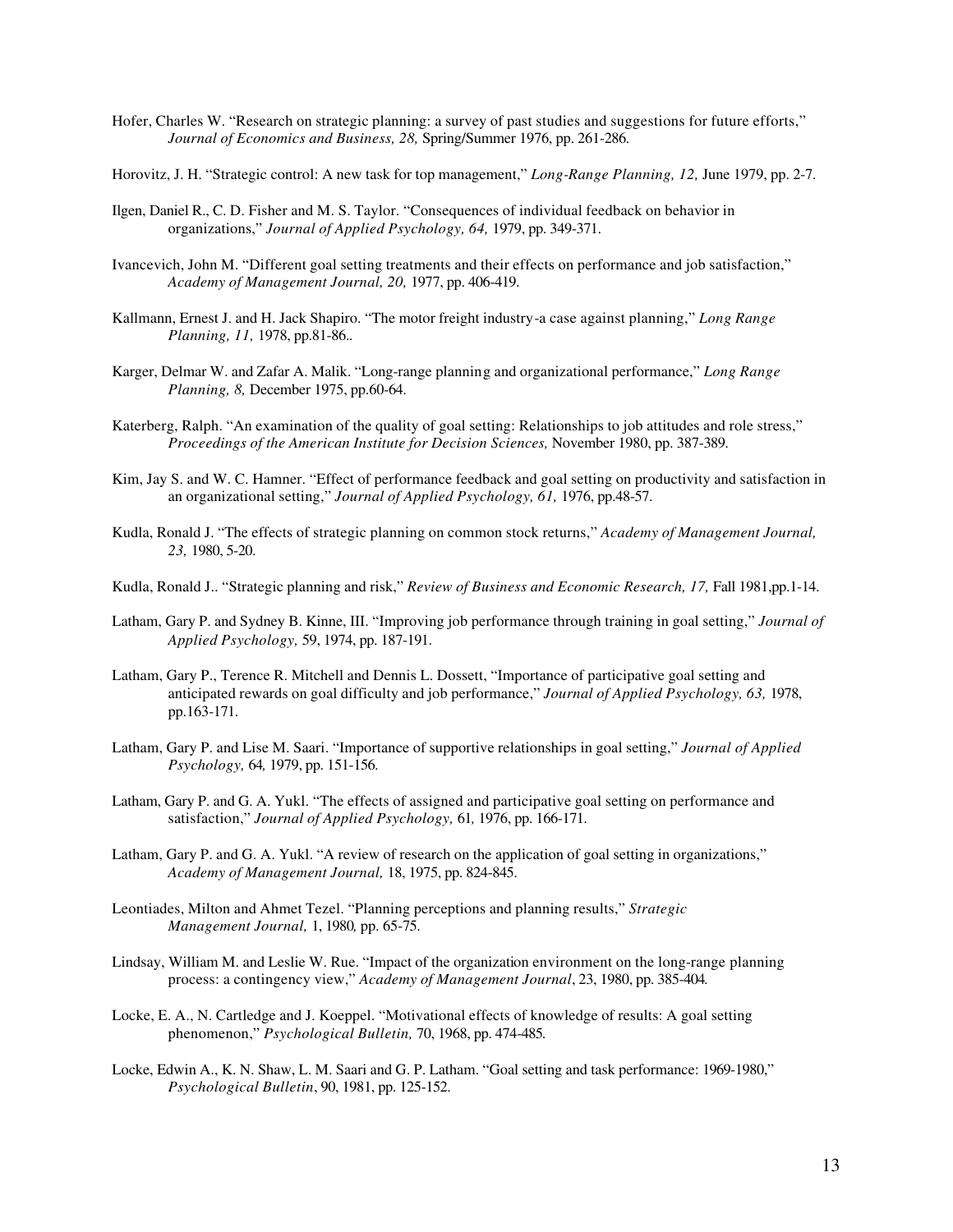Hofer, Charles W. "Research on strategic planning: a survey of past studies and suggestions for future efforts," *Journal of Economics and Business, 28,* Spring/Summer 1976, pp. 261-286.

Horovitz, J. H. "Strategic control: A new task for top management," *Long-Range Planning, 12,* June 1979, pp. 2-7.

Ilgen, Daniel R., C. D. Fisher and M. S. Taylor. "Consequences of individual feedback on behavior in organizations," *Journal of Applied Psychology, 64,* 1979, pp. 349-371.

Ivancevich, John M. "Different goal setting treatments and their effects on performance and job satisfaction," *Academy of Management Journal, 20,* 1977, pp. 406-419.

Kallmann, Ernest J. and H. Jack Shapiro. "The motor freight industry-a case against planning," *Long Range Planning, 11,* 1978, pp.81-86..

Karger, Delmar W. and Zafar A. Malik. "Long-range planning and organizational performance," *Long Range Planning, 8,* December 1975, pp.60-64.

Katerberg, Ralph. "An examination of the quality of goal setting: Relationships to job attitudes and role stress," *Proceedings of the American Institute for Decision Sciences,* November 1980, pp. 387-389.

Kim, Jay S. and W. C. Hamner. "Effect of performance feedback and goal setting on productivity and satisfaction in an organizational setting," *Journal of Applied Psychology, 61,* 1976, pp.48-57.

Kudla, Ronald J. "The effects of strategic planning on common stock returns," *Academy of Management Journal, 23,* 1980, 5-20.

Kudla, Ronald J.. "Strategic planning and risk," *Review of Business and Economic Research, 17,* Fall 1981,pp.1-14.

Latham, Gary P. and Sydney B. Kinne, III. "Improving job performance through training in goal setting," *Journal of Applied Psychology,* 59, 1974, pp. 187-191.

Latham, Gary P., Terence R. Mitchell and Dennis L. Dossett, "Importance of participative goal setting and anticipated rewards on goal difficulty and job performance," *Journal of Applied Psychology, 63,* 1978, pp.163-171.

Latham, Gary P. and Lise M. Saari. "Importance of supportive relationships in goal setting," *Journal of Applied Psychology,* 64*,* 1979, pp. 151-156.

Latham, Gary P. and G. A. Yukl. "The effects of assigned and participative goal setting on performance and satisfaction," *Journal of Applied Psychology,* 61*,* 1976, pp. 166-171.

Latham, Gary P. and G. A. Yukl. "A review of research on the application of goal setting in organizations," *Academy of Management Journal,* 18, 1975, pp. 824-845.

Leontiades, Milton and Ahmet Tezel. "Planning perceptions and planning results," *Strategic Management Journal,* 1, 1980*,* pp. 65-75.

Lindsay, William M. and Leslie W. Rue. "Impact of the organization environment on the long-range planning process: a contingency view," *Academy of Management Journal*, 23, 1980, pp. 385-404*.*

Locke, E. A., N. Cartledge and J. Koeppel. "Motivational effects of knowledge of results: A goal setting phenomenon," *Psychological Bulletin,* 70, 1968, pp. 474-485*.*

Locke, Edwin A., K. N. Shaw, L. M. Saari and G. P. Latham. "Goal setting and task performance: 1969-1980," *Psychological Bulletin*, 90, 1981, pp. 125-152.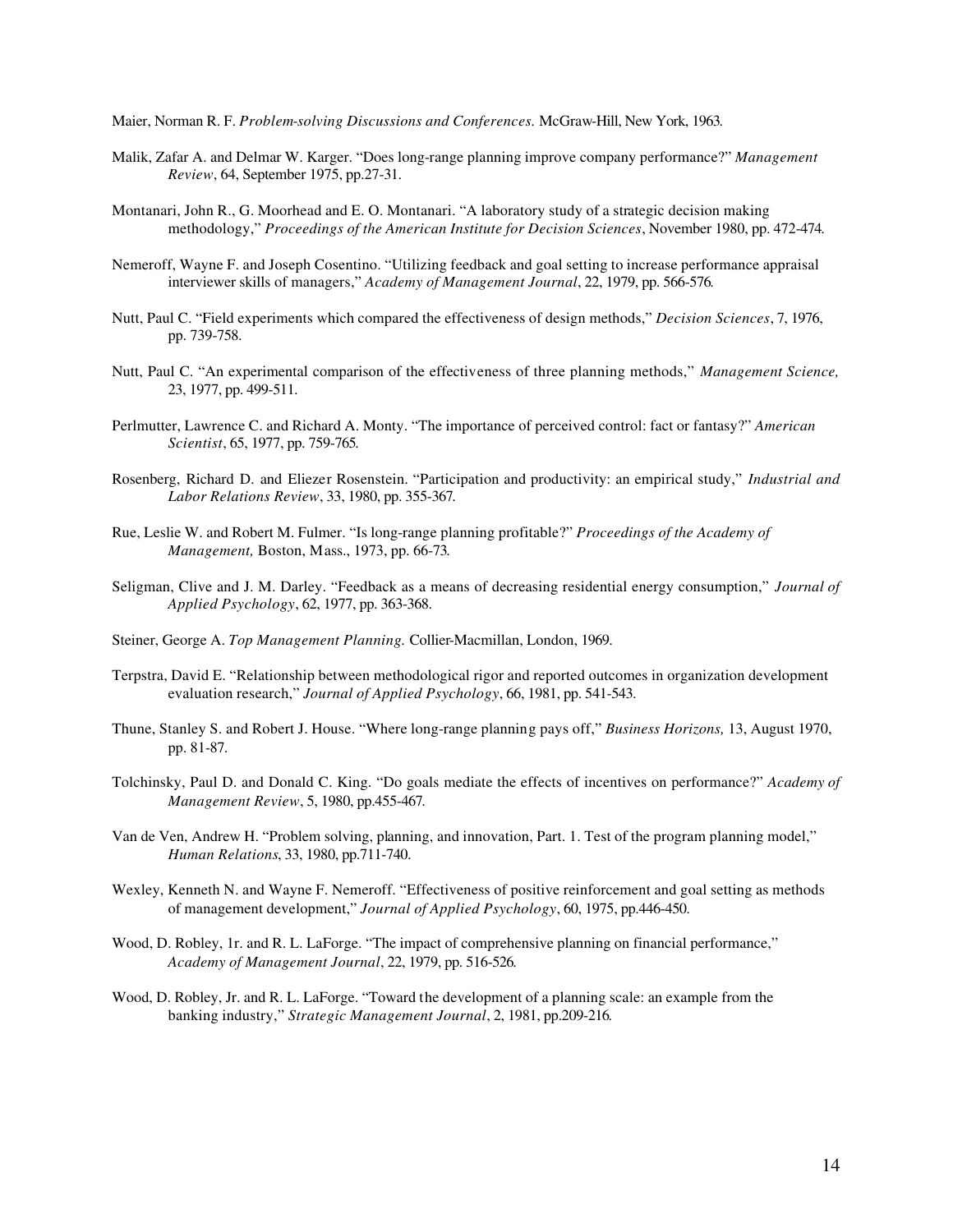Maier, Norman R. F. *Problem-solving Discussions and Conferences.* McGraw-Hill, New York, 1963.

Malik, Zafar A. and Delmar W. Karger. "Does long-range planning improve company performance?" *Management Review*, 64, September 1975, pp.27-31.

Montanari, John R., G. Moorhead and E. O. Montanari. "A laboratory study of a strategic decision making methodology," *Proceedings of the American Institute for Decision Sciences*, November 1980, pp. 472-474.

Nemeroff, Wayne F. and Joseph Cosentino. "Utilizing feedback and goal setting to increase performance appraisal interviewer skills of managers," *Academy of Management Journal*, 22, 1979, pp. 566-576.

Nutt, Paul C. "Field experiments which compared the effectiveness of design methods," *Decision Sciences*, 7, 1976, pp. 739-758.

Nutt, Paul C. "An experimental comparison of the effectiveness of three planning methods," *Management Science,* 23, 1977, pp. 499-511.

Perlmutter, Lawrence C. and Richard A. Monty. "The importance of perceived control: fact or fantasy?" *American Scientist*, 65, 1977, pp. 759-765.

Rosenberg, Richard D. and Eliezer Rosenstein. "Participation and productivity: an empirical study," *Industrial and Labor Relations Review*, 33, 1980, pp. 355-367.

Rue, Leslie W. and Robert M. Fulmer. "Is long-range planning profitable?" *Proceedings of the Academy of Management,* Boston, Mass., 1973, pp. 66-73.

Seligman, Clive and J. M. Darley. "Feedback as a means of decreasing residential energy consumption," *Journal of Applied Psychology*, 62, 1977, pp. 363-368.

Steiner, George A. *Top Management Planning.* Collier-Macmillan, London, 1969.

Terpstra, David E. "Relationship between methodological rigor and reported outcomes in organization development evaluation research," *Journal of Applied Psychology*, 66, 1981, pp. 541-543.

Thune, Stanley S. and Robert J. House. "Where long-range planning pays off," *Business Horizons,* 13, August 1970, pp. 81-87.

Tolchinsky, Paul D. and Donald C. King. "Do goals mediate the effects of incentives on performance?" *Academy of Management Review*, 5, 1980, pp.455-467.

Van de Ven, Andrew H. "Problem solving, planning, and innovation, Part. 1. Test of the program planning model," *Human Relations*, 33, 1980, pp.711-740.

Wexley, Kenneth N. and Wayne F. Nemeroff. "Effectiveness of positive reinforcement and goal setting as methods of management development," *Journal of Applied Psychology*, 60, 1975, pp.446-450.

Wood, D. Robley, 1r. and R. L. LaForge. "The impact of comprehensive planning on financial performance," *Academy of Management Journal*, 22, 1979, pp. 516-526.

Wood, D. Robley, Jr. and R. L. LaForge. "Toward the development of a planning scale: an example from the banking industry," *Strategic Management Journal*, 2, 1981, pp.209-216.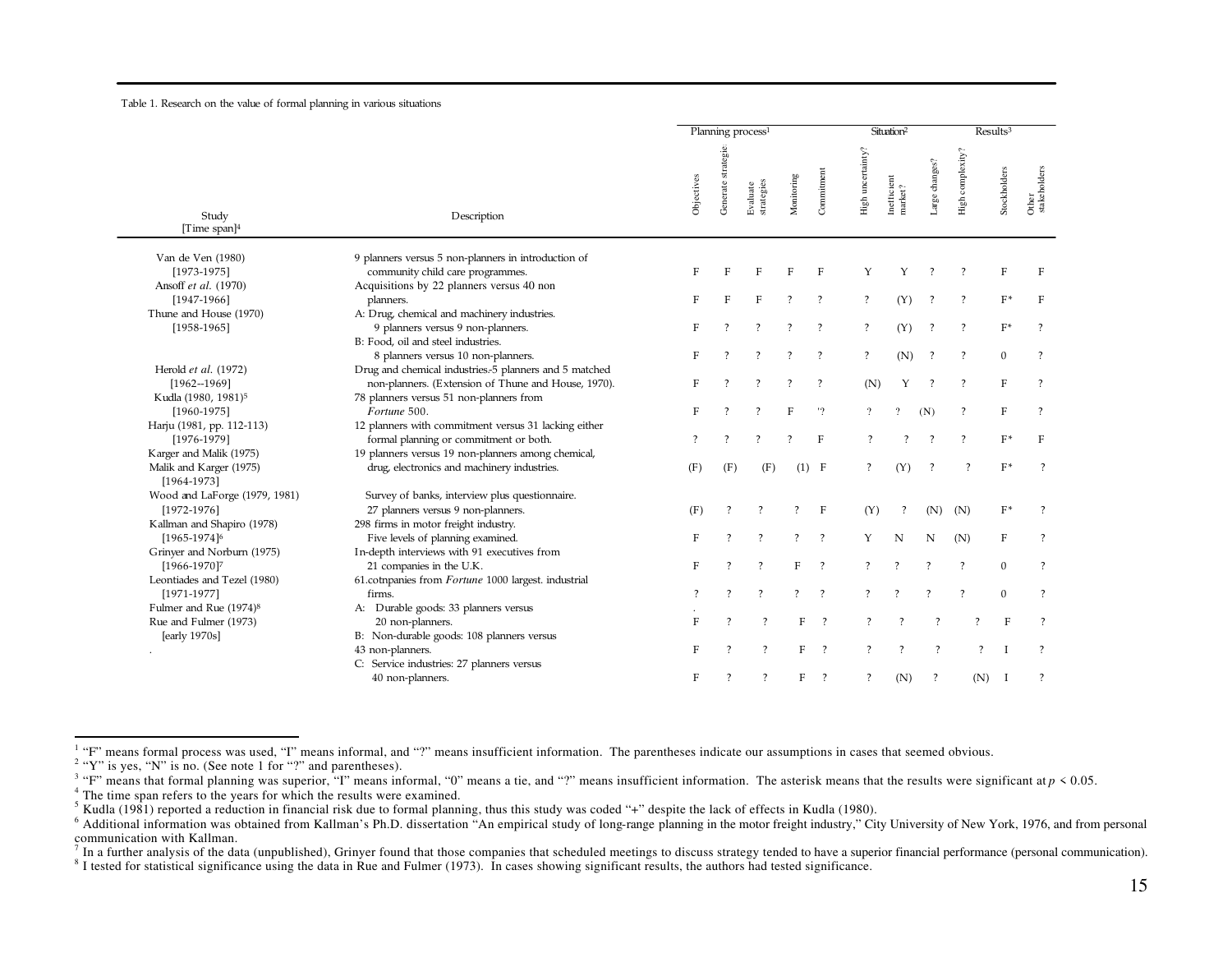Table 1. Research on the value of formal planning in various situations

| Study [Time span][4] | Description | Planning process[1] | | | | | Situation[2] | | | | Results[3] | |
|---|---|---|---|---|---|---|---|---|---|---|---|---|
| | | Objectives | Generate strategies | Evaluate strategies | Monitoring | Commitment | High uncertainty? | Inefficient market? | Large changes? | High complexity? | Stockholders | Other stakeholders |
| Van de Ven (1980) [1973-1975] | 9 planners versus 5 non-planners in introduction of community child care programmes. | F | F | F | F | F | Y | Y | ? | ? | F | F |
| Ansoff *et al.* (1970) [1947-1966] | Acquisitions by 22 planners versus 40 non planners. | F | F | F | ? | ? | ? | (Y) | ? | ? | F* | F |
| Thune and House (1970) [1958-1965] | A: Drug, chemical and machinery industries. 9 planners versus 9 non-planners. | F | ? | ? | ? | ? | ? | (Y) | ? | ? | F* | ? |
| | B: Food, oil and steel industries. 8 planners versus 10 non-planners. | F | ? | ? | ? | ? | ? | (N) | ? | ? | 0 | ? |
| Herold *et al.* (1972) [1962--1969] | Drug and chemical industries-5 planners and 5 matched non-planners. (Extension of Thune and House, 1970). | F | ? | ? | ? | ? | (N) | Y | ? | ? | F | ? |
| Kudla (1980, 1981)[5] [1960-1975] | 78 planners versus 51 non-planners from *Fortune* 500. | F | ? | ? | F | '? | ? | ? | (N) | ? | F | ? |
| Harju (1981, pp. 112-113) [1976-1979] | 12 planners with commitment versus 31 lacking either formal planning or commitment or both. | ? | ? | ? | ? | F | ? | ? | ? | ? | F* | F |
| Karger and Malik (1975) Malik and Karger (1975) [1964-1973] | 19 planners versus 19 non-planners among chemical, drug, electronics and machinery industries. | (F) | (F) | (F) | (1) | F | ? | (Y) | ? | ? | F* | ? |
| Wood and LaForge (1979, 1981) [1972-1976] | Survey of banks, interview plus questionnaire. 27 planners versus 9 non-planners. | (F) | ? | ? | ? | F | (Y) | ? | (N) | (N) | F* | ? |
| Kallman and Shapiro (1978) [1965-1974][6] | 298 firms in motor freight industry. Five levels of planning examined. | F | ? | ? | ? | ? | Y | N | N | (N) | F | ? |
| Grinyer and Norburn (1975) [1966-1970][7] | In-depth interviews with 91 executives from 21 companies in the U.K. | F | ? | ? | F | ? | ? | ? | ? | ? | 0 | ? |
| Leontiades and Tezel (1980) [1971-1977] | 61.cotnpanies from *Fortune* 1000 largest. industrial firms. | ? | ? | ? | ? | ? | ? | ? | ? | ? | 0 | ? |
| Fulmer and Rue (1974)[8] Rue and Fulmer (1973) [early 1970s] | A: Durable goods: 33 planners versus 20 non-planners. | F | ? | ? | F | ? | ? | ? | ? | ? | F | ? |
| | B: Non-durable goods: 108 planners versus 43 non-planners. | F | ? | ? | F | ? | ? | ? | ? | ? | I | ? |
| | C: Service industries: 27 planners versus 40 non-planners. | F | ? | ? | F | ? | ? | (N) | ? | (N) | I | ? |

[1] "F" means formal process was used, "I" means informal, and "?" means insufficient information. The parentheses indicate our assumptions in cases that seemed obvious.

[2] "Y" is yes, "N" is no. (See note 1 for "?" and parentheses).

[3] "F" means that formal planning was superior, "I" means informal, "0" means a tie, and "?" means insufficient information. The asterisk means that the results were significant at $p < 0.05$.

[4] The time span refers to the years for which the results were examined.

[5] Kudla (1981) reported a reduction in financial risk due to formal planning, thus this study was coded "+" despite the lack of effects in Kudla (1980).

[6] Additional information was obtained from Kallman's Ph.D. dissertation "An empirical study of long-range planning in the motor freight industry," City University of New York, 1976, and from personal communication with Kallman.

[7] In a further analysis of the data (unpublished), Grinyer found that those companies that scheduled meetings to discuss strategy tended to have a superior financial performance (personal communication).

[8] I tested for statistical significance using the data in Rue and Fulmer (1973). In cases showing significant results, the authors had tested significance.